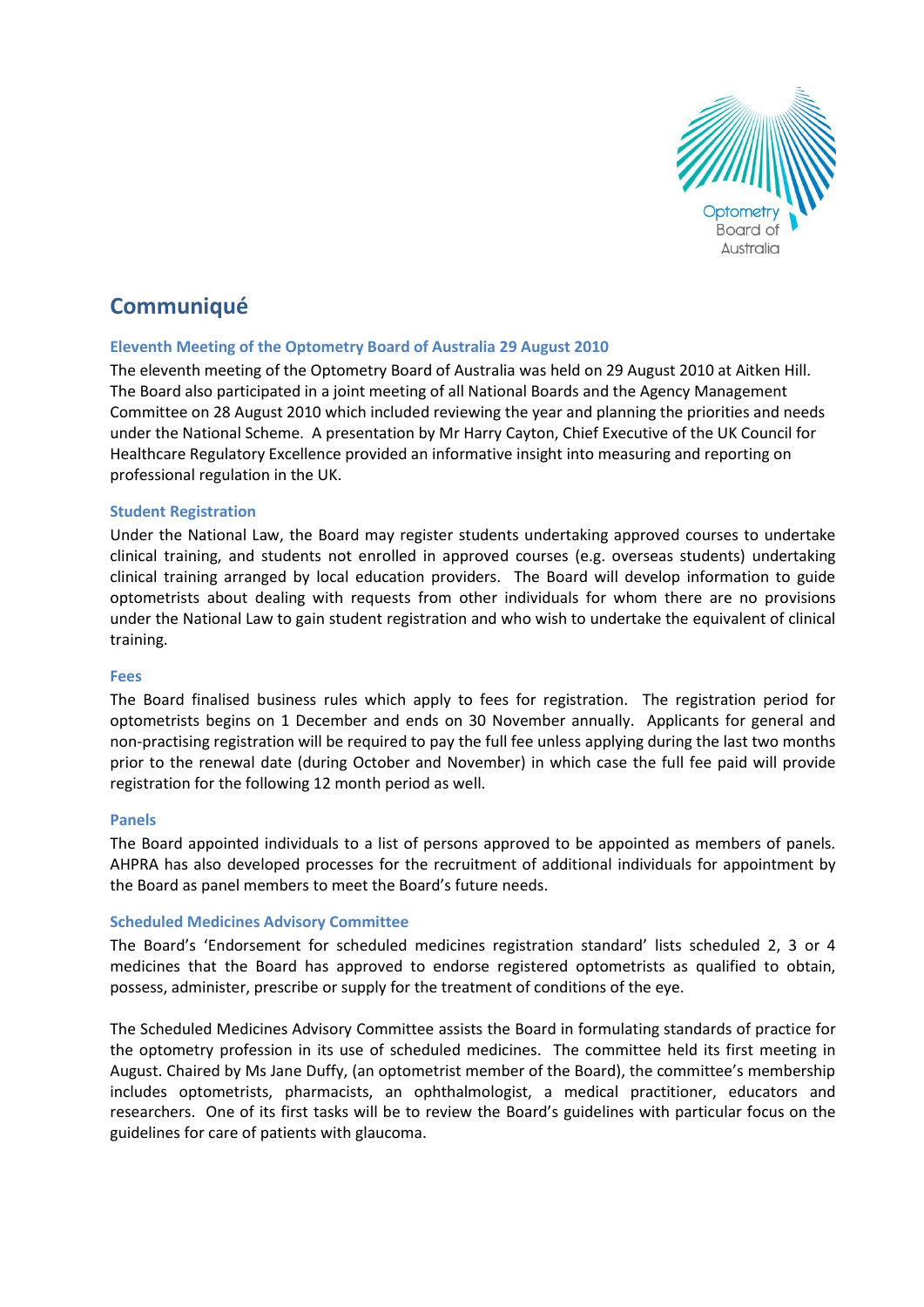# Communiqué

## Eleventh Meeting of the Optometry Board of Australia 29 August 2010

The eleventh meeting of the Optometry Board of Australia was held on 29 August 2010 at Aitken Hill. The Board also participated in a joint meeting of all National Boards and the Agency Management Committee on 28 August 2010 which included reviewing the year and planning the priorities and needs under the National Scheme. A presentation by Mr Harry Cayton, Chief Executive of the UK Council for Healthcare Regulatory Excellence provided an informative insight into measuring and reporting on professional regulation in the UK.

## Student Registration

Under the National Law, the Board may register students undertaking approved courses to undertake clinical training, and students not enrolled in approved courses (e.g. overseas students) undertaking clinical training arranged by local education providers. The Board will develop information to guide optometrists about dealing with requests from other individuals for whom there are no provisions under the National Law to gain student registration and who wish to undertake the equivalent of clinical training.

## Fees

The Board finalised business rules which apply to fees for registration. The registration period for optometrists begins on 1 December and ends on 30 November annually. Applicants for general and non-practising registration will be required to pay the full fee unless applying during the last two months prior to the renewal date (during October and November) in which case the full fee paid will provide registration for the following 12 month period as well.

## Panels

The Board appointed individuals to a list of persons approved to be appointed as members of panels. AHPRA has also developed processes for the recruitment of additional individuals for appointment by the Board as panel members to meet the Board's future needs.

## Scheduled Medicines Advisory Committee

The Board's 'Endorsement for scheduled medicines registration standard' lists scheduled 2, 3 or 4 medicines that the Board has approved to endorse registered optometrists as qualified to obtain, possess, administer, prescribe or supply for the treatment of conditions of the eye.

The Scheduled Medicines Advisory Committee assists the Board in formulating standards of practice for the optometry profession in its use of scheduled medicines. The committee held its first meeting in August. Chaired by Ms Jane Duffy, (an optometrist member of the Board), the committee's membership includes optometrists, pharmacists, an ophthalmologist, a medical practitioner, educators and researchers. One of its first tasks will be to review the Board's guidelines with particular focus on the guidelines for care of patients with glaucoma.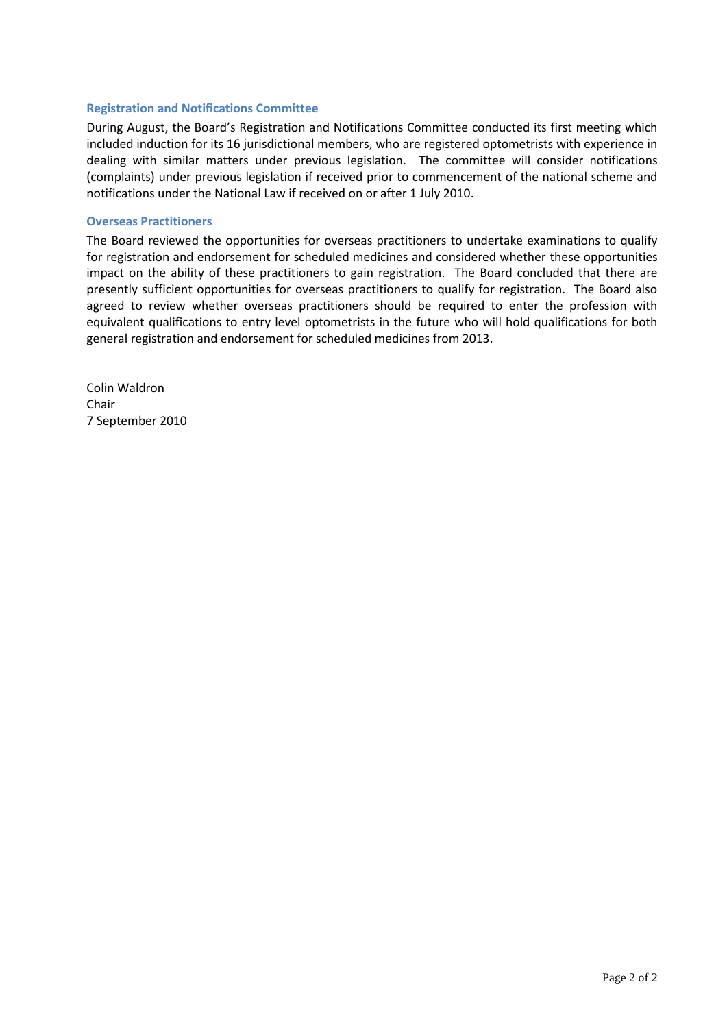### Registration and Notifications Committee

During August, the Board's Registration and Notifications Committee conducted its first meeting which included induction for its 16 jurisdictional members, who are registered optometrists with experience in dealing with similar matters under previous legislation. The committee will consider notifications (complaints) under previous legislation if received prior to commencement of the national scheme and notifications under the National Law if received on or after 1 July 2010.

### Overseas Practitioners

The Board reviewed the opportunities for overseas practitioners to undertake examinations to qualify for registration and endorsement for scheduled medicines and considered whether these opportunities impact on the ability of these practitioners to gain registration. The Board concluded that there are presently sufficient opportunities for overseas practitioners to qualify for registration. The Board also agreed to review whether overseas practitioners should be required to enter the profession with equivalent qualifications to entry level optometrists in the future who will hold qualifications for both general registration and endorsement for scheduled medicines from 2013.

Colin Waldron
Chair
7 September 2010